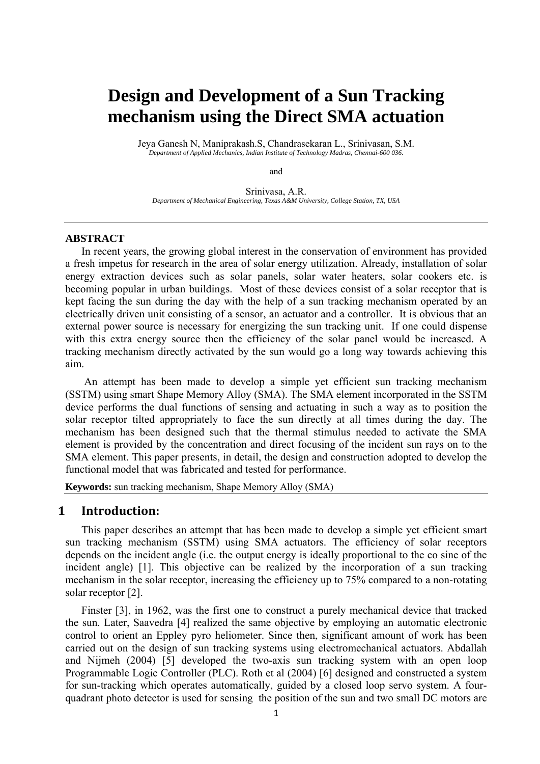# Design and Development of a Sun Tracking mechanism using the Direct SMA actuation

Jeya Ganesh N, Maniprakash.S, Chandrasekaran L., Srinivasan, S.M.
*Department of Applied Mechanics, Indian Institute of Technology Madras, Chennai-600 036.*

and

Srinivasa, A.R.
*Department of Mechanical Engineering, Texas A&M University, College Station, TX, USA*

---

**ABSTRACT**

In recent years, the growing global interest in the conservation of environment has provided a fresh impetus for research in the area of solar energy utilization. Already, installation of solar energy extraction devices such as solar panels, solar water heaters, solar cookers etc. is becoming popular in urban buildings. Most of these devices consist of a solar receptor that is kept facing the sun during the day with the help of a sun tracking mechanism operated by an electrically driven unit consisting of a sensor, an actuator and a controller. It is obvious that an external power source is necessary for energizing the sun tracking unit. If one could dispense with this extra energy source then the efficiency of the solar panel would be increased. A tracking mechanism directly activated by the sun would go a long way towards achieving this aim.

An attempt has been made to develop a simple yet efficient sun tracking mechanism (SSTM) using smart Shape Memory Alloy (SMA). The SMA element incorporated in the SSTM device performs the dual functions of sensing and actuating in such a way as to position the solar receptor tilted appropriately to face the sun directly at all times during the day. The mechanism has been designed such that the thermal stimulus needed to activate the SMA element is provided by the concentration and direct focusing of the incident sun rays on to the SMA element. This paper presents, in detail, the design and construction adopted to develop the functional model that was fabricated and tested for performance.

**Keywords:** sun tracking mechanism, Shape Memory Alloy (SMA)

## 1 Introduction:

This paper describes an attempt that has been made to develop a simple yet efficient smart sun tracking mechanism (SSTM) using SMA actuators. The efficiency of solar receptors depends on the incident angle (i.e. the output energy is ideally proportional to the co sine of the incident angle) [1]. This objective can be realized by the incorporation of a sun tracking mechanism in the solar receptor, increasing the efficiency up to 75% compared to a non-rotating solar receptor [2].

Finster [3], in 1962, was the first one to construct a purely mechanical device that tracked the sun. Later, Saavedra [4] realized the same objective by employing an automatic electronic control to orient an Eppley pyro heliometer. Since then, significant amount of work has been carried out on the design of sun tracking systems using electromechanical actuators. Abdallah and Nijmeh (2004) [5] developed the two-axis sun tracking system with an open loop Programmable Logic Controller (PLC). Roth et al (2004) [6] designed and constructed a system for sun-tracking which operates automatically, guided by a closed loop servo system. A four-quadrant photo detector is used for sensing the position of the sun and two small DC motors are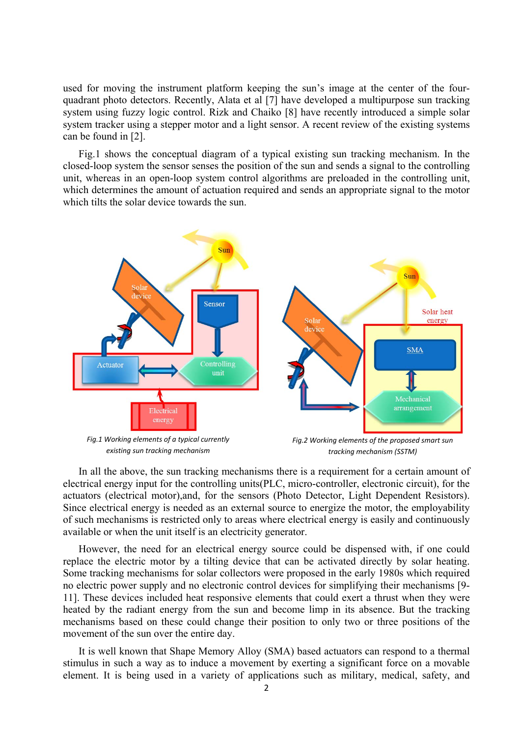used for moving the instrument platform keeping the sun's image at the center of the four-quadrant photo detectors. Recently, Alata et al [7] have developed a multipurpose sun tracking system using fuzzy logic control. Rizk and Chaiko [8] have recently introduced a simple solar system tracker using a stepper motor and a light sensor. A recent review of the existing systems can be found in [2].

Fig.1 shows the conceptual diagram of a typical existing sun tracking mechanism. In the closed-loop system the sensor senses the position of the sun and sends a signal to the controlling unit, whereas in an open-loop system control algorithms are preloaded in the controlling unit, which determines the amount of actuation required and sends an appropriate signal to the motor which tilts the solar device towards the sun.

*Fig.1 Working elements of a typical currently existing sun tracking mechanism*

*Fig.2 Working elements of the proposed smart sun tracking mechanism (SSTM)*

In all the above, the sun tracking mechanisms there is a requirement for a certain amount of electrical energy input for the controlling units(PLC, micro-controller, electronic circuit), for the actuators (electrical motor),and, for the sensors (Photo Detector, Light Dependent Resistors). Since electrical energy is needed as an external source to energize the motor, the employability of such mechanisms is restricted only to areas where electrical energy is easily and continuously available or when the unit itself is an electricity generator.

However, the need for an electrical energy source could be dispensed with, if one could replace the electric motor by a tilting device that can be activated directly by solar heating. Some tracking mechanisms for solar collectors were proposed in the early 1980s which required no electric power supply and no electronic control devices for simplifying their mechanisms [9-11]. These devices included heat responsive elements that could exert a thrust when they were heated by the radiant energy from the sun and become limp in its absence. But the tracking mechanisms based on these could change their position to only two or three positions of the movement of the sun over the entire day.

It is well known that Shape Memory Alloy (SMA) based actuators can respond to a thermal stimulus in such a way as to induce a movement by exerting a significant force on a movable element. It is being used in a variety of applications such as military, medical, safety, and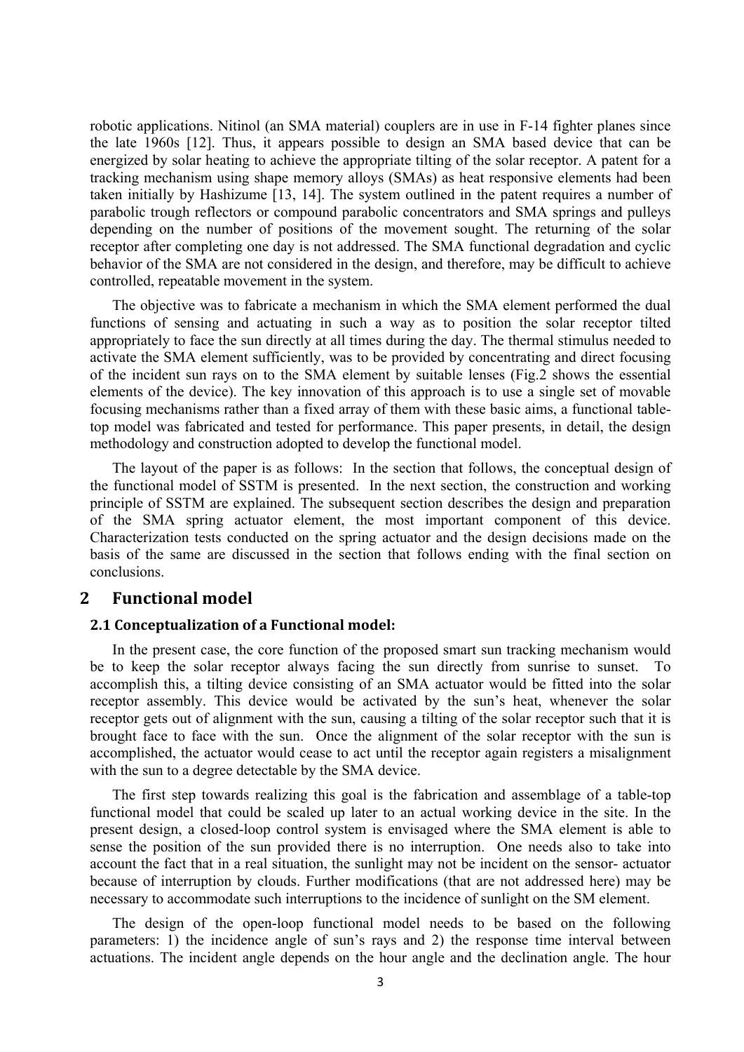robotic applications. Nitinol (an SMA material) couplers are in use in F-14 fighter planes since the late 1960s [12]. Thus, it appears possible to design an SMA based device that can be energized by solar heating to achieve the appropriate tilting of the solar receptor. A patent for a tracking mechanism using shape memory alloys (SMAs) as heat responsive elements had been taken initially by Hashizume [13, 14]. The system outlined in the patent requires a number of parabolic trough reflectors or compound parabolic concentrators and SMA springs and pulleys depending on the number of positions of the movement sought. The returning of the solar receptor after completing one day is not addressed. The SMA functional degradation and cyclic behavior of the SMA are not considered in the design, and therefore, may be difficult to achieve controlled, repeatable movement in the system.

The objective was to fabricate a mechanism in which the SMA element performed the dual functions of sensing and actuating in such a way as to position the solar receptor tilted appropriately to face the sun directly at all times during the day. The thermal stimulus needed to activate the SMA element sufficiently, was to be provided by concentrating and direct focusing of the incident sun rays on to the SMA element by suitable lenses (Fig.2 shows the essential elements of the device). The key innovation of this approach is to use a single set of movable focusing mechanisms rather than a fixed array of them with these basic aims, a functional table-top model was fabricated and tested for performance. This paper presents, in detail, the design methodology and construction adopted to develop the functional model.

The layout of the paper is as follows: In the section that follows, the conceptual design of the functional model of SSTM is presented. In the next section, the construction and working principle of SSTM are explained. The subsequent section describes the design and preparation of the SMA spring actuator element, the most important component of this device. Characterization tests conducted on the spring actuator and the design decisions made on the basis of the same are discussed in the section that follows ending with the final section on conclusions.

## 2 Functional model

### 2.1 Conceptualization of a Functional model:

In the present case, the core function of the proposed smart sun tracking mechanism would be to keep the solar receptor always facing the sun directly from sunrise to sunset. To accomplish this, a tilting device consisting of an SMA actuator would be fitted into the solar receptor assembly. This device would be activated by the sun's heat, whenever the solar receptor gets out of alignment with the sun, causing a tilting of the solar receptor such that it is brought face to face with the sun. Once the alignment of the solar receptor with the sun is accomplished, the actuator would cease to act until the receptor again registers a misalignment with the sun to a degree detectable by the SMA device.

The first step towards realizing this goal is the fabrication and assemblage of a table-top functional model that could be scaled up later to an actual working device in the site. In the present design, a closed-loop control system is envisaged where the SMA element is able to sense the position of the sun provided there is no interruption. One needs also to take into account the fact that in a real situation, the sunlight may not be incident on the sensor- actuator because of interruption by clouds. Further modifications (that are not addressed here) may be necessary to accommodate such interruptions to the incidence of sunlight on the SM element.

The design of the open-loop functional model needs to be based on the following parameters: 1) the incidence angle of sun's rays and 2) the response time interval between actuations. The incident angle depends on the hour angle and the declination angle. The hour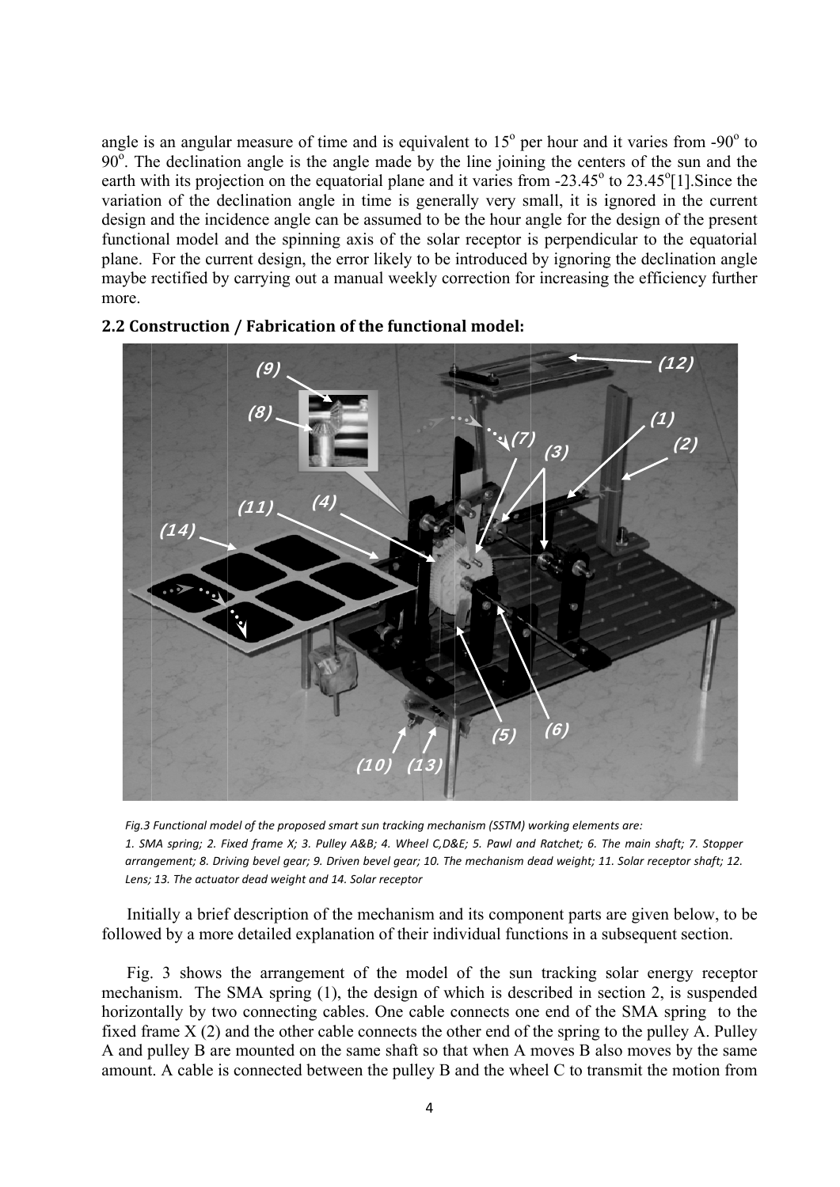angle is an angular measure of time and is equivalent to 15$^o$ per hour and it varies from -90$^o$ to 90$^o$. The declination angle is the angle made by the line joining the centers of the sun and the earth with its projection on the equatorial plane and it varies from -23.45$^o$ to 23.45$^o$[1].Since the variation of the declination angle in time is generally very small, it is ignored in the current design and the incidence angle can be assumed to be the hour angle for the design of the present functional model and the spinning axis of the solar receptor is perpendicular to the equatorial plane. For the current design, the error likely to be introduced by ignoring the declination angle maybe rectified by carrying out a manual weekly correction for increasing the efficiency further more.

## 2.2 Construction / Fabrication of the functional model:

*Fig.3 Functional model of the proposed smart sun tracking mechanism (SSTM) working elements are: 1. SMA spring; 2. Fixed frame X; 3. Pulley A&B; 4. Wheel C,D&E; 5. Pawl and Ratchet; 6. The main shaft; 7. Stopper arrangement; 8. Driving bevel gear; 9. Driven bevel gear; 10. The mechanism dead weight; 11. Solar receptor shaft; 12. Lens; 13. The actuator dead weight and 14. Solar receptor*

Initially a brief description of the mechanism and its component parts are given below, to be followed by a more detailed explanation of their individual functions in a subsequent section.

Fig. 3 shows the arrangement of the model of the sun tracking solar energy receptor mechanism. The SMA spring (1), the design of which is described in section 2, is suspended horizontally by two connecting cables. One cable connects one end of the SMA spring to the fixed frame X (2) and the other cable connects the other end of the spring to the pulley A. Pulley A and pulley B are mounted on the same shaft so that when A moves B also moves by the same amount. A cable is connected between the pulley B and the wheel C to transmit the motion from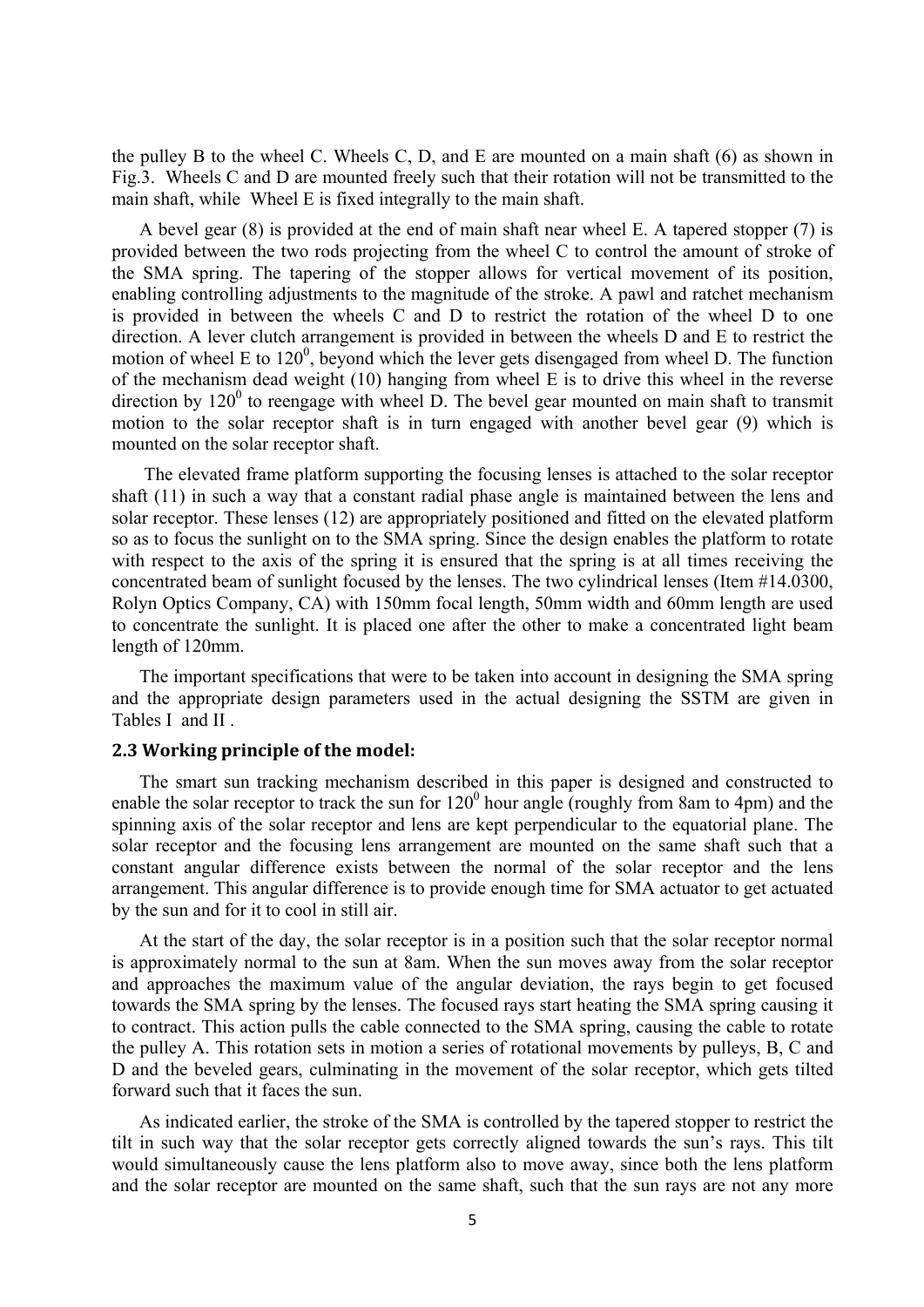the pulley B to the wheel C. Wheels C, D, and E are mounted on a main shaft (6) as shown in Fig.3. Wheels C and D are mounted freely such that their rotation will not be transmitted to the main shaft, while Wheel E is fixed integrally to the main shaft.

A bevel gear (8) is provided at the end of main shaft near wheel E. A tapered stopper (7) is provided between the two rods projecting from the wheel C to control the amount of stroke of the SMA spring. The tapering of the stopper allows for vertical movement of its position, enabling controlling adjustments to the magnitude of the stroke. A pawl and ratchet mechanism is provided in between the wheels C and D to restrict the rotation of the wheel D to one direction. A lever clutch arrangement is provided in between the wheels D and E to restrict the motion of wheel E to $120^0$, beyond which the lever gets disengaged from wheel D. The function of the mechanism dead weight (10) hanging from wheel E is to drive this wheel in the reverse direction by $120^0$ to reengage with wheel D. The bevel gear mounted on main shaft to transmit motion to the solar receptor shaft is in turn engaged with another bevel gear (9) which is mounted on the solar receptor shaft.

The elevated frame platform supporting the focusing lenses is attached to the solar receptor shaft (11) in such a way that a constant radial phase angle is maintained between the lens and solar receptor. These lenses (12) are appropriately positioned and fitted on the elevated platform so as to focus the sunlight on to the SMA spring. Since the design enables the platform to rotate with respect to the axis of the spring it is ensured that the spring is at all times receiving the concentrated beam of sunlight focused by the lenses. The two cylindrical lenses (Item #14.0300, Rolyn Optics Company, CA) with 150mm focal length, 50mm width and 60mm length are used to concentrate the sunlight. It is placed one after the other to make a concentrated light beam length of 120mm.

The important specifications that were to be taken into account in designing the SMA spring and the appropriate design parameters used in the actual designing the SSTM are given in Tables I and II .

## 2.3 Working principle of the model:

The smart sun tracking mechanism described in this paper is designed and constructed to enable the solar receptor to track the sun for $120^0$ hour angle (roughly from 8am to 4pm) and the spinning axis of the solar receptor and lens are kept perpendicular to the equatorial plane. The solar receptor and the focusing lens arrangement are mounted on the same shaft such that a constant angular difference exists between the normal of the solar receptor and the lens arrangement. This angular difference is to provide enough time for SMA actuator to get actuated by the sun and for it to cool in still air.

At the start of the day, the solar receptor is in a position such that the solar receptor normal is approximately normal to the sun at 8am. When the sun moves away from the solar receptor and approaches the maximum value of the angular deviation, the rays begin to get focused towards the SMA spring by the lenses. The focused rays start heating the SMA spring causing it to contract. This action pulls the cable connected to the SMA spring, causing the cable to rotate the pulley A. This rotation sets in motion a series of rotational movements by pulleys, B, C and D and the beveled gears, culminating in the movement of the solar receptor, which gets tilted forward such that it faces the sun.

As indicated earlier, the stroke of the SMA is controlled by the tapered stopper to restrict the tilt in such way that the solar receptor gets correctly aligned towards the sun's rays. This tilt would simultaneously cause the lens platform also to move away, since both the lens platform and the solar receptor are mounted on the same shaft, such that the sun rays are not any more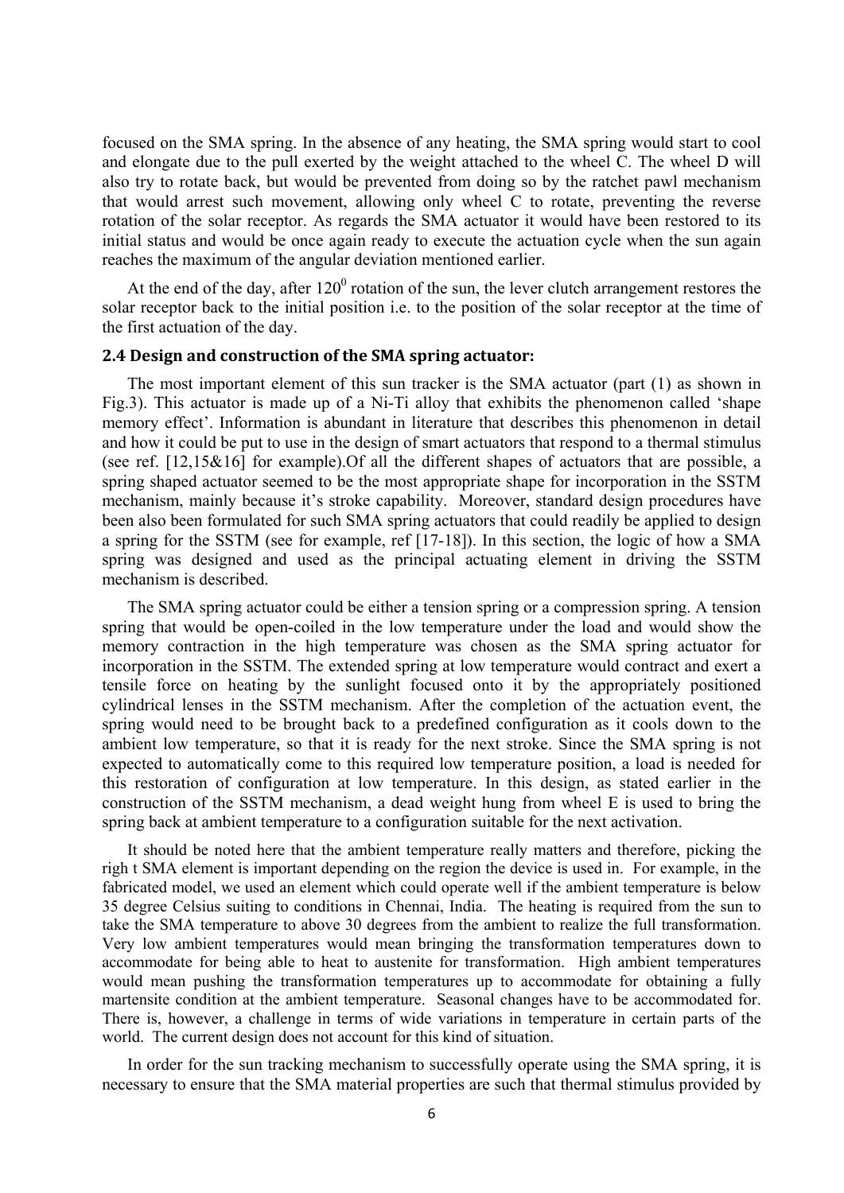focused on the SMA spring. In the absence of any heating, the SMA spring would start to cool and elongate due to the pull exerted by the weight attached to the wheel C. The wheel D will also try to rotate back, but would be prevented from doing so by the ratchet pawl mechanism that would arrest such movement, allowing only wheel C to rotate, preventing the reverse rotation of the solar receptor. As regards the SMA actuator it would have been restored to its initial status and would be once again ready to execute the actuation cycle when the sun again reaches the maximum of the angular deviation mentioned earlier.

At the end of the day, after $120^0$ rotation of the sun, the lever clutch arrangement restores the solar receptor back to the initial position i.e. to the position of the solar receptor at the time of the first actuation of the day.

## 2.4 Design and construction of the SMA spring actuator:

The most important element of this sun tracker is the SMA actuator (part (1) as shown in Fig.3). This actuator is made up of a Ni-Ti alloy that exhibits the phenomenon called 'shape memory effect'. Information is abundant in literature that describes this phenomenon in detail and how it could be put to use in the design of smart actuators that respond to a thermal stimulus (see ref. [12,15&16] for example).Of all the different shapes of actuators that are possible, a spring shaped actuator seemed to be the most appropriate shape for incorporation in the SSTM mechanism, mainly because it's stroke capability. Moreover, standard design procedures have been also been formulated for such SMA spring actuators that could readily be applied to design a spring for the SSTM (see for example, ref [17-18]). In this section, the logic of how a SMA spring was designed and used as the principal actuating element in driving the SSTM mechanism is described.

The SMA spring actuator could be either a tension spring or a compression spring. A tension spring that would be open-coiled in the low temperature under the load and would show the memory contraction in the high temperature was chosen as the SMA spring actuator for incorporation in the SSTM. The extended spring at low temperature would contract and exert a tensile force on heating by the sunlight focused onto it by the appropriately positioned cylindrical lenses in the SSTM mechanism. After the completion of the actuation event, the spring would need to be brought back to a predefined configuration as it cools down to the ambient low temperature, so that it is ready for the next stroke. Since the SMA spring is not expected to automatically come to this required low temperature position, a load is needed for this restoration of configuration at low temperature. In this design, as stated earlier in the construction of the SSTM mechanism, a dead weight hung from wheel E is used to bring the spring back at ambient temperature to a configuration suitable for the next activation.

It should be noted here that the ambient temperature really matters and therefore, picking the righ t SMA element is important depending on the region the device is used in. For example, in the fabricated model, we used an element which could operate well if the ambient temperature is below 35 degree Celsius suiting to conditions in Chennai, India. The heating is required from the sun to take the SMA temperature to above 30 degrees from the ambient to realize the full transformation. Very low ambient temperatures would mean bringing the transformation temperatures down to accommodate for being able to heat to austenite for transformation. High ambient temperatures would mean pushing the transformation temperatures up to accommodate for obtaining a fully martensite condition at the ambient temperature. Seasonal changes have to be accommodated for. There is, however, a challenge in terms of wide variations in temperature in certain parts of the world. The current design does not account for this kind of situation.

In order for the sun tracking mechanism to successfully operate using the SMA spring, it is necessary to ensure that the SMA material properties are such that thermal stimulus provided by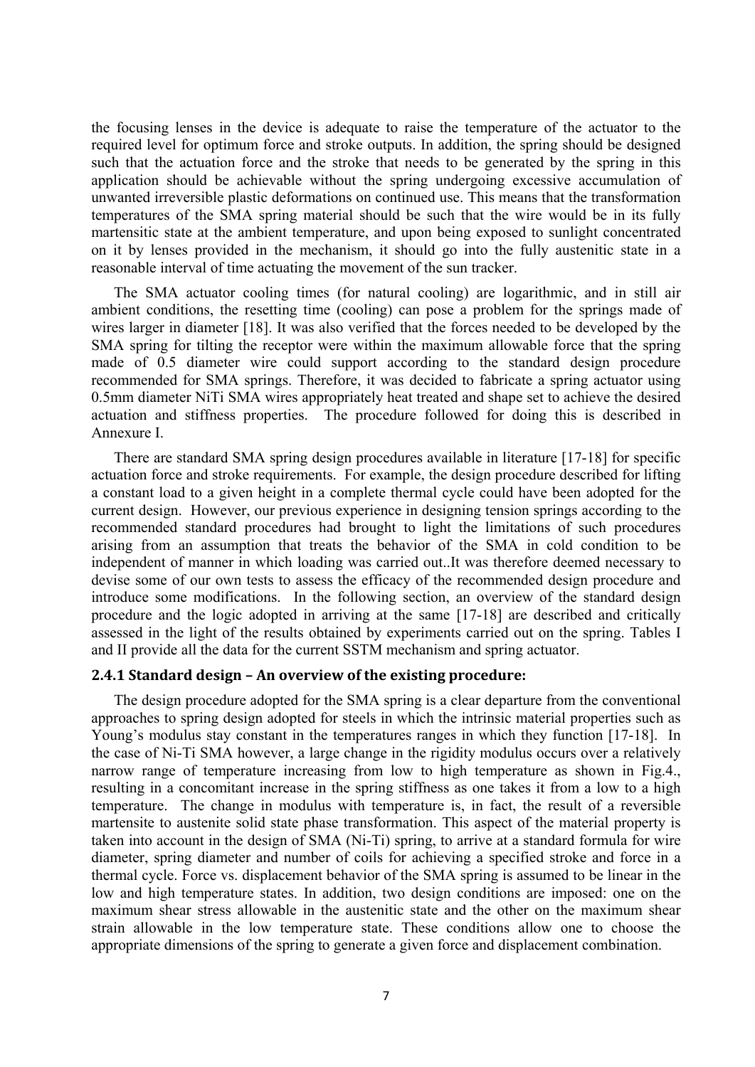the focusing lenses in the device is adequate to raise the temperature of the actuator to the required level for optimum force and stroke outputs. In addition, the spring should be designed such that the actuation force and the stroke that needs to be generated by the spring in this application should be achievable without the spring undergoing excessive accumulation of unwanted irreversible plastic deformations on continued use. This means that the transformation temperatures of the SMA spring material should be such that the wire would be in its fully martensitic state at the ambient temperature, and upon being exposed to sunlight concentrated on it by lenses provided in the mechanism, it should go into the fully austenitic state in a reasonable interval of time actuating the movement of the sun tracker.

The SMA actuator cooling times (for natural cooling) are logarithmic, and in still air ambient conditions, the resetting time (cooling) can pose a problem for the springs made of wires larger in diameter [18]. It was also verified that the forces needed to be developed by the SMA spring for tilting the receptor were within the maximum allowable force that the spring made of 0.5 diameter wire could support according to the standard design procedure recommended for SMA springs. Therefore, it was decided to fabricate a spring actuator using 0.5mm diameter NiTi SMA wires appropriately heat treated and shape set to achieve the desired actuation and stiffness properties. The procedure followed for doing this is described in Annexure I.

There are standard SMA spring design procedures available in literature [17-18] for specific actuation force and stroke requirements. For example, the design procedure described for lifting a constant load to a given height in a complete thermal cycle could have been adopted for the current design. However, our previous experience in designing tension springs according to the recommended standard procedures had brought to light the limitations of such procedures arising from an assumption that treats the behavior of the SMA in cold condition to be independent of manner in which loading was carried out..It was therefore deemed necessary to devise some of our own tests to assess the efficacy of the recommended design procedure and introduce some modifications. In the following section, an overview of the standard design procedure and the logic adopted in arriving at the same [17-18] are described and critically assessed in the light of the results obtained by experiments carried out on the spring. Tables I and II provide all the data for the current SSTM mechanism and spring actuator.

### 2.4.1 Standard design – An overview of the existing procedure:

The design procedure adopted for the SMA spring is a clear departure from the conventional approaches to spring design adopted for steels in which the intrinsic material properties such as Young's modulus stay constant in the temperatures ranges in which they function [17-18]. In the case of Ni-Ti SMA however, a large change in the rigidity modulus occurs over a relatively narrow range of temperature increasing from low to high temperature as shown in Fig.4., resulting in a concomitant increase in the spring stiffness as one takes it from a low to a high temperature. The change in modulus with temperature is, in fact, the result of a reversible martensite to austenite solid state phase transformation. This aspect of the material property is taken into account in the design of SMA (Ni-Ti) spring, to arrive at a standard formula for wire diameter, spring diameter and number of coils for achieving a specified stroke and force in a thermal cycle. Force vs. displacement behavior of the SMA spring is assumed to be linear in the low and high temperature states. In addition, two design conditions are imposed: one on the maximum shear stress allowable in the austenitic state and the other on the maximum shear strain allowable in the low temperature state. These conditions allow one to choose the appropriate dimensions of the spring to generate a given force and displacement combination.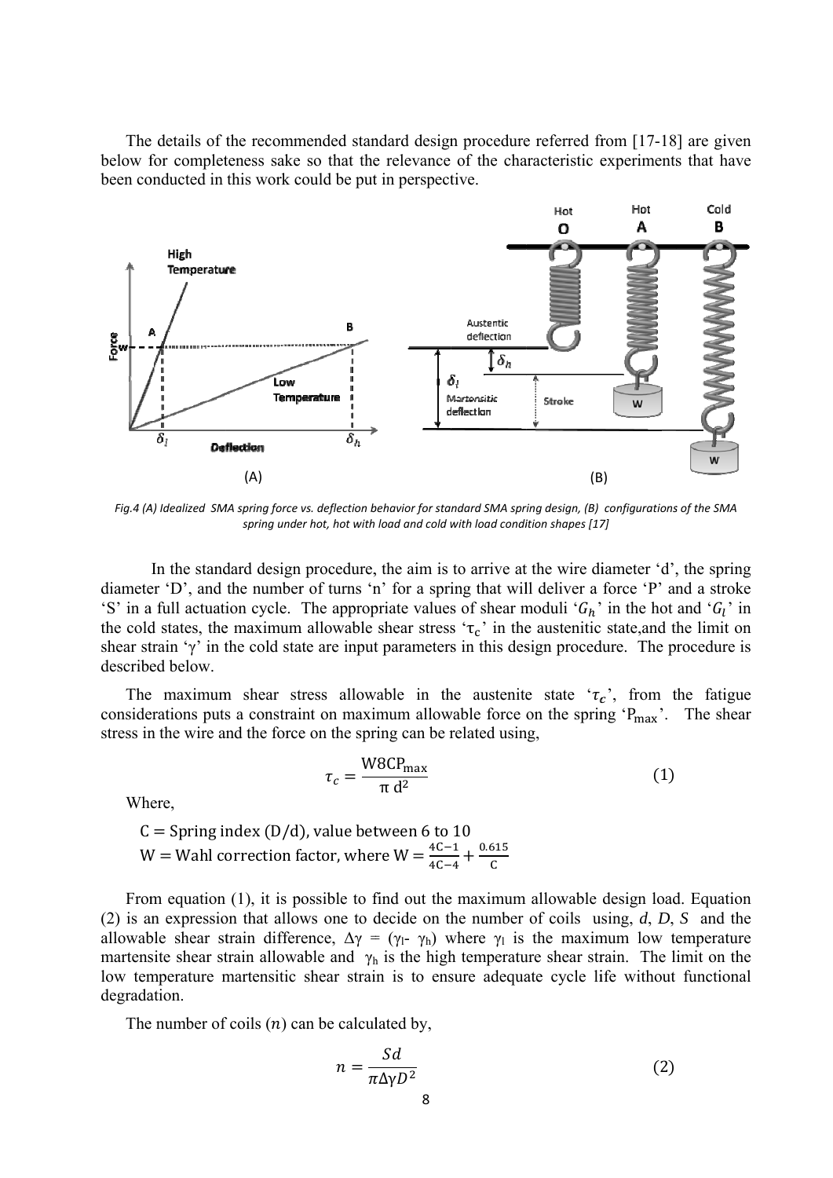The details of the recommended standard design procedure referred from [17-18] are given below for completeness sake so that the relevance of the characteristic experiments that have been conducted in this work could be put in perspective.

*Fig.4 (A) Idealized SMA spring force vs. deflection behavior for standard SMA spring design, (B) configurations of the SMA spring under hot, hot with load and cold with load condition shapes [17]*

In the standard design procedure, the aim is to arrive at the wire diameter 'd', the spring diameter 'D', and the number of turns 'n' for a spring that will deliver a force 'P' and a stroke 'S' in a full actuation cycle. The appropriate values of shear moduli '$G_h$' in the hot and '$G_l$' in the cold states, the maximum allowable shear stress '$\tau_c$' in the austenitic state,and the limit on shear strain 'γ' in the cold state are input parameters in this design procedure. The procedure is described below.

The maximum shear stress allowable in the austenite state '$\tau_c$', from the fatigue considerations puts a constraint on maximum allowable force on the spring '$P_{max}$'. The shear stress in the wire and the force on the spring can be related using,

$$\tau_c = \frac{W 8 C P_{max}}{\pi \, d^2} \tag{1}$$

Where,

$C$ = Spring index (D/d), value between 6 to 10

$W$ = Wahl correction factor, where $W = \frac{4C-1}{4C-4} + \frac{0.615}{C}$

From equation (1), it is possible to find out the maximum allowable design load. Equation (2) is an expression that allows one to decide on the number of coils using, $d$, $D$, $S$ and the allowable shear strain difference, $\Delta\gamma = (\gamma_l - \gamma_h)$ where $\gamma_l$ is the maximum low temperature martensite shear strain allowable and $\gamma_h$ is the high temperature shear strain. The limit on the low temperature martensitic shear strain is to ensure adequate cycle life without functional degradation.

The number of coils ($n$) can be calculated by,

$$n = \frac{Sd}{\pi \Delta\gamma D^2} \tag{2}$$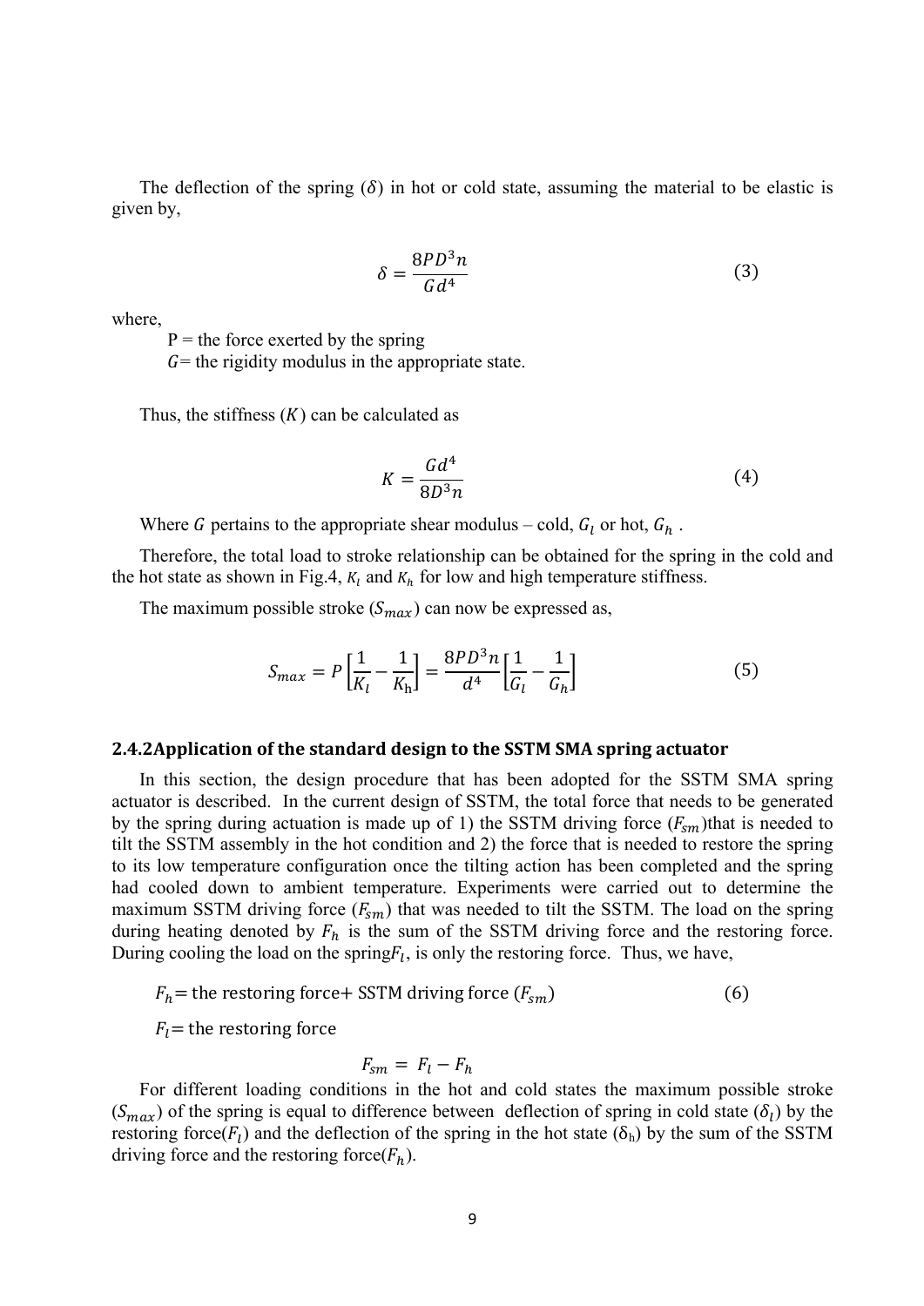The deflection of the spring ($\delta$) in hot or cold state, assuming the material to be elastic is given by,

$$\delta = \frac{8PD^3n}{Gd^4} \tag{3}$$

where,

P = the force exerted by the spring

$G$= the rigidity modulus in the appropriate state.

Thus, the stiffness ($K$) can be calculated as

$$K = \frac{Gd^4}{8D^3n} \tag{4}$$

Where $G$ pertains to the appropriate shear modulus – cold, $G_l$ or hot, $G_h$ .

Therefore, the total load to stroke relationship can be obtained for the spring in the cold and the hot state as shown in Fig.4, $K_l$ and $K_h$ for low and high temperature stiffness.

The maximum possible stroke ($S_{max}$) can now be expressed as,

$$S_{max} = P\left[\frac{1}{K_l} - \frac{1}{K_h}\right] = \frac{8PD^3n}{d^4}\left[\frac{1}{G_l} - \frac{1}{G_h}\right] \tag{5}$$

### 2.4.2Application of the standard design to the SSTM SMA spring actuator

In this section, the design procedure that has been adopted for the SSTM SMA spring actuator is described. In the current design of SSTM, the total force that needs to be generated by the spring during actuation is made up of 1) the SSTM driving force ($F_{sm}$)that is needed to tilt the SSTM assembly in the hot condition and 2) the force that is needed to restore the spring to its low temperature configuration once the tilting action has been completed and the spring had cooled down to ambient temperature. Experiments were carried out to determine the maximum SSTM driving force ($F_{sm}$) that was needed to tilt the SSTM. The load on the spring during heating denoted by $F_h$ is the sum of the SSTM driving force and the restoring force. During cooling the load on the spring$F_l$, is only the restoring force. Thus, we have,

$F_h$= the restoring force+ SSTM driving force ($F_{sm}$) (6)

$F_l$= the restoring force

$$F_{sm} = F_l - F_h$$

For different loading conditions in the hot and cold states the maximum possible stroke ($S_{max}$) of the spring is equal to difference between deflection of spring in cold state ($\delta_l$) by the restoring force($F_l$) and the deflection of the spring in the hot state ($\delta_h$) by the sum of the SSTM driving force and the restoring force($F_h$).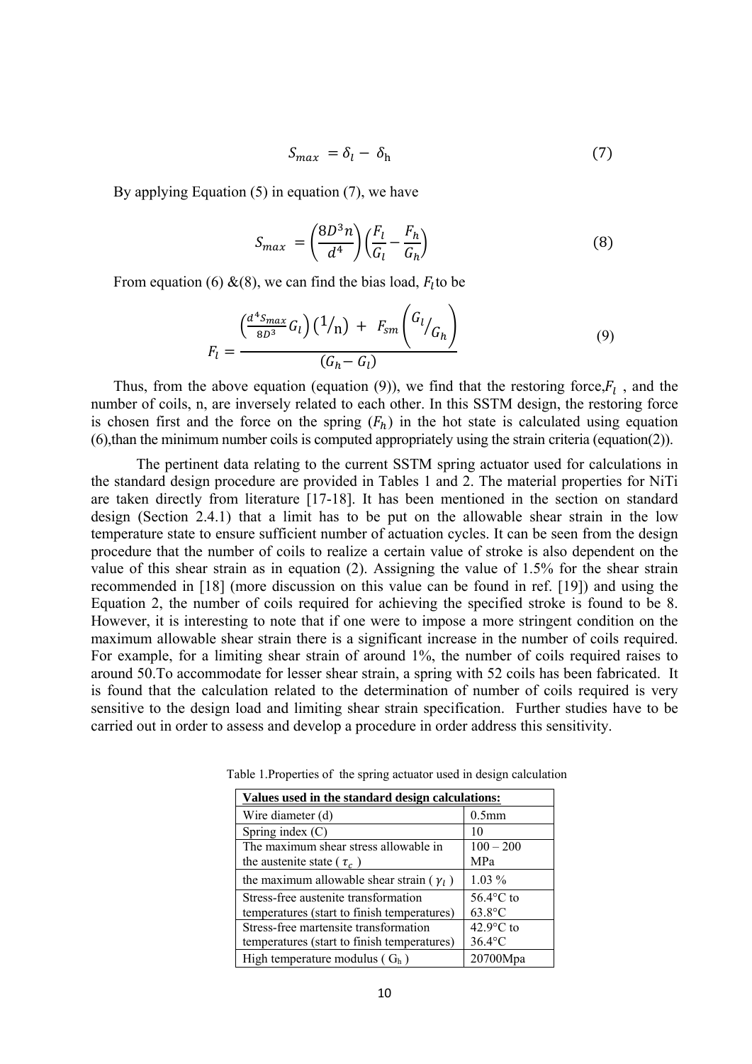$$S_{max} = \delta_l - \delta_h \tag{7}$$

By applying Equation (5) in equation (7), we have

$$S_{max} = \left(\frac{8D^3 n}{d^4}\right)\left(\frac{F_l}{G_l} - \frac{F_h}{G_h}\right) \tag{8}$$

From equation (6) &(8), we can find the bias load, $F_l$ to be

$$F_l = \frac{\left(\frac{d^4 S_{max}}{8D^3} G_l\right)\left(1/n\right) + F_{sm}\left(G_l/G_h\right)}{(G_h - G_l)} \tag{9}$$

Thus, from the above equation (equation (9)), we find that the restoring force, $F_l$ , and the number of coils, n, are inversely related to each other. In this SSTM design, the restoring force is chosen first and the force on the spring ($F_h$) in the hot state is calculated using equation (6),than the minimum number coils is computed appropriately using the strain criteria (equation(2)).

The pertinent data relating to the current SSTM spring actuator used for calculations in the standard design procedure are provided in Tables 1 and 2. The material properties for NiTi are taken directly from literature [17-18]. It has been mentioned in the section on standard design (Section 2.4.1) that a limit has to be put on the allowable shear strain in the low temperature state to ensure sufficient number of actuation cycles. It can be seen from the design procedure that the number of coils to realize a certain value of stroke is also dependent on the value of this shear strain as in equation (2). Assigning the value of 1.5% for the shear strain recommended in [18] (more discussion on this value can be found in ref. [19]) and using the Equation 2, the number of coils required for achieving the specified stroke is found to be 8. However, it is interesting to note that if one were to impose a more stringent condition on the maximum allowable shear strain there is a significant increase in the number of coils required. For example, for a limiting shear strain of around 1%, the number of coils required raises to around 50.To accommodate for lesser shear strain, a spring with 52 coils has been fabricated. It is found that the calculation related to the determination of number of coils required is very sensitive to the design load and limiting shear strain specification. Further studies have to be carried out in order to assess and develop a procedure in order address this sensitivity.

Table 1.Properties of the spring actuator used in design calculation

| **Values used in the standard design calculations:** | |
|---|---|
| Wire diameter (d) | 0.5mm |
| Spring index (C) | 10 |
| The maximum shear stress allowable in the austenite state ( $\tau_c$ ) | 100 – 200 MPa |
| the maximum allowable shear strain ( $\gamma_l$ ) | 1.03 % |
| Stress-free austenite transformation temperatures (start to finish temperatures) | 56.4°C to 63.8°C |
| Stress-free martensite transformation temperatures (start to finish temperatures) | 42.9°C to 36.4°C |
| High temperature modulus ( $G_h$ ) | 20700Mpa |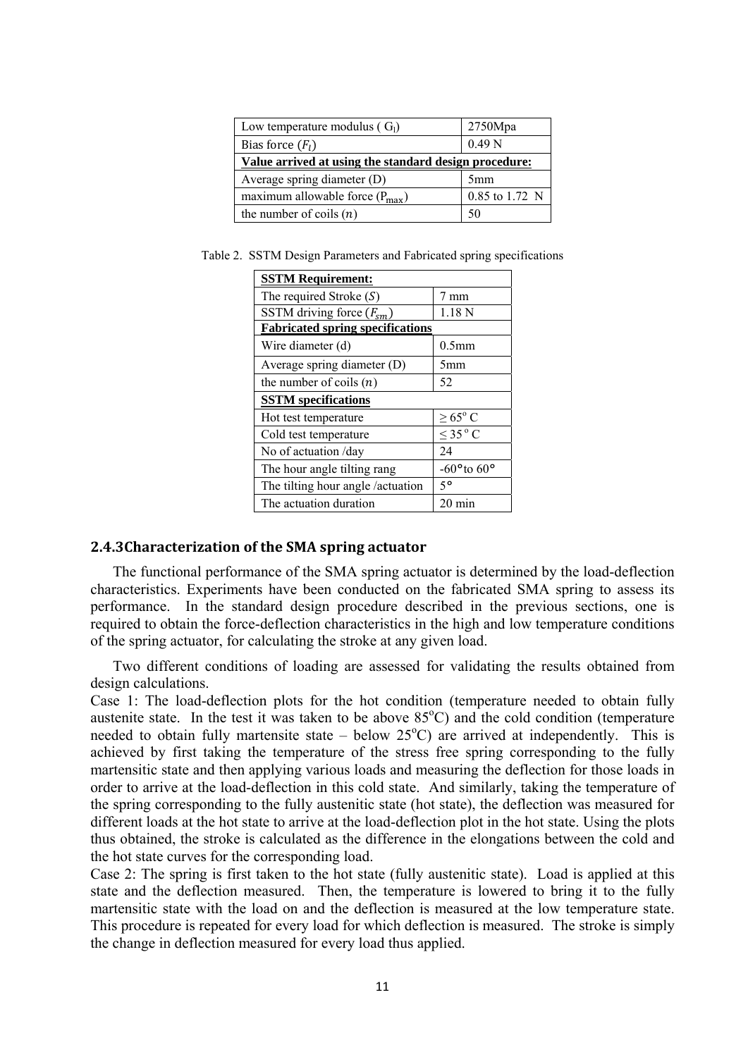| Low temperature modulus ( $G_l$) | 2750Mpa |
|---|---|
| Bias force ($F_l$) | 0.49 N |
| **Value arrived at using the standard design procedure:** | |
| Average spring diameter (D) | 5mm |
| maximum allowable force ($P_{max}$) | 0.85 to 1.72 N |
| the number of coils ($n$) | 50 |

Table 2. SSTM Design Parameters and Fabricated spring specifications

| **SSTM Requirement:** | |
|---|---|
| The required Stroke ($S$) | 7 mm |
| SSTM driving force ($F_{sm}$) | 1.18 N |
| **Fabricated spring specifications** | |
| Wire diameter (d) | 0.5mm |
| Average spring diameter (D) | 5mm |
| the number of coils ($n$) | 52 |
| **SSTM specifications** | |
| Hot test temperature | $\geq 65^{o}$ C |
| Cold test temperature | $\leq 35^{o}$ C |
| No of actuation /day | 24 |
| The hour angle tilting rang | -60° to 60° |
| The tilting hour angle /actuation | 5° |
| The actuation duration | 20 min |

### 2.4.3 Characterization of the SMA spring actuator

The functional performance of the SMA spring actuator is determined by the load-deflection characteristics. Experiments have been conducted on the fabricated SMA spring to assess its performance. In the standard design procedure described in the previous sections, one is required to obtain the force-deflection characteristics in the high and low temperature conditions of the spring actuator, for calculating the stroke at any given load.

Two different conditions of loading are assessed for validating the results obtained from design calculations.

Case 1: The load-deflection plots for the hot condition (temperature needed to obtain fully austenite state. In the test it was taken to be above 85°C) and the cold condition (temperature needed to obtain fully martensite state – below 25°C) are arrived at independently. This is achieved by first taking the temperature of the stress free spring corresponding to the fully martensitic state and then applying various loads and measuring the deflection for those loads in order to arrive at the load-deflection in this cold state. And similarly, taking the temperature of the spring corresponding to the fully austenitic state (hot state), the deflection was measured for different loads at the hot state to arrive at the load-deflection plot in the hot state. Using the plots thus obtained, the stroke is calculated as the difference in the elongations between the cold and the hot state curves for the corresponding load.

Case 2: The spring is first taken to the hot state (fully austenitic state). Load is applied at this state and the deflection measured. Then, the temperature is lowered to bring it to the fully martensitic state with the load on and the deflection is measured at the low temperature state. This procedure is repeated for every load for which deflection is measured. The stroke is simply the change in deflection measured for every load thus applied.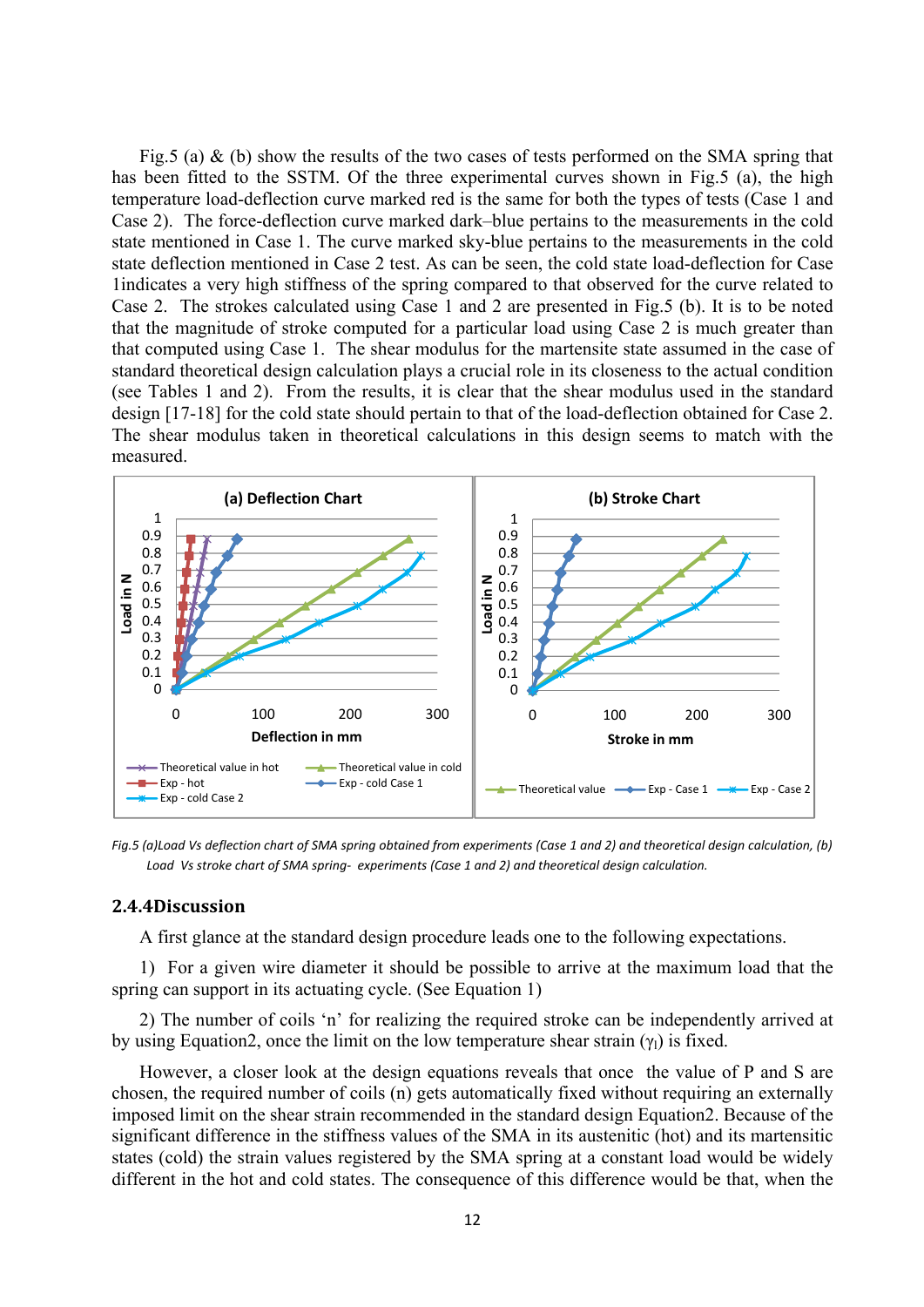Fig.5 (a) & (b) show the results of the two cases of tests performed on the SMA spring that has been fitted to the SSTM. Of the three experimental curves shown in Fig.5 (a), the high temperature load-deflection curve marked red is the same for both the types of tests (Case 1 and Case 2). The force-deflection curve marked dark–blue pertains to the measurements in the cold state mentioned in Case 1. The curve marked sky-blue pertains to the measurements in the cold state deflection mentioned in Case 2 test. As can be seen, the cold state load-deflection for Case 1indicates a very high stiffness of the spring compared to that observed for the curve related to Case 2. The strokes calculated using Case 1 and 2 are presented in Fig.5 (b). It is to be noted that the magnitude of stroke computed for a particular load using Case 2 is much greater than that computed using Case 1. The shear modulus for the martensite state assumed in the case of standard theoretical design calculation plays a crucial role in its closeness to the actual condition (see Tables 1 and 2). From the results, it is clear that the shear modulus used in the standard design [17-18] for the cold state should pertain to that of the load-deflection obtained for Case 2. The shear modulus taken in theoretical calculations in this design seems to match with the measured.

*Fig.5 (a)Load Vs deflection chart of SMA spring obtained from experiments (Case 1 and 2) and theoretical design calculation, (b) Load Vs stroke chart of SMA spring- experiments (Case 1 and 2) and theoretical design calculation.*

### 2.4.4Discussion

A first glance at the standard design procedure leads one to the following expectations.

1) For a given wire diameter it should be possible to arrive at the maximum load that the spring can support in its actuating cycle. (See Equation 1)

2) The number of coils 'n' for realizing the required stroke can be independently arrived at by using Equation2, once the limit on the low temperature shear strain ($\gamma_l$) is fixed.

However, a closer look at the design equations reveals that once the value of P and S are chosen, the required number of coils (n) gets automatically fixed without requiring an externally imposed limit on the shear strain recommended in the standard design Equation2. Because of the significant difference in the stiffness values of the SMA in its austenitic (hot) and its martensitic states (cold) the strain values registered by the SMA spring at a constant load would be widely different in the hot and cold states. The consequence of this difference would be that, when the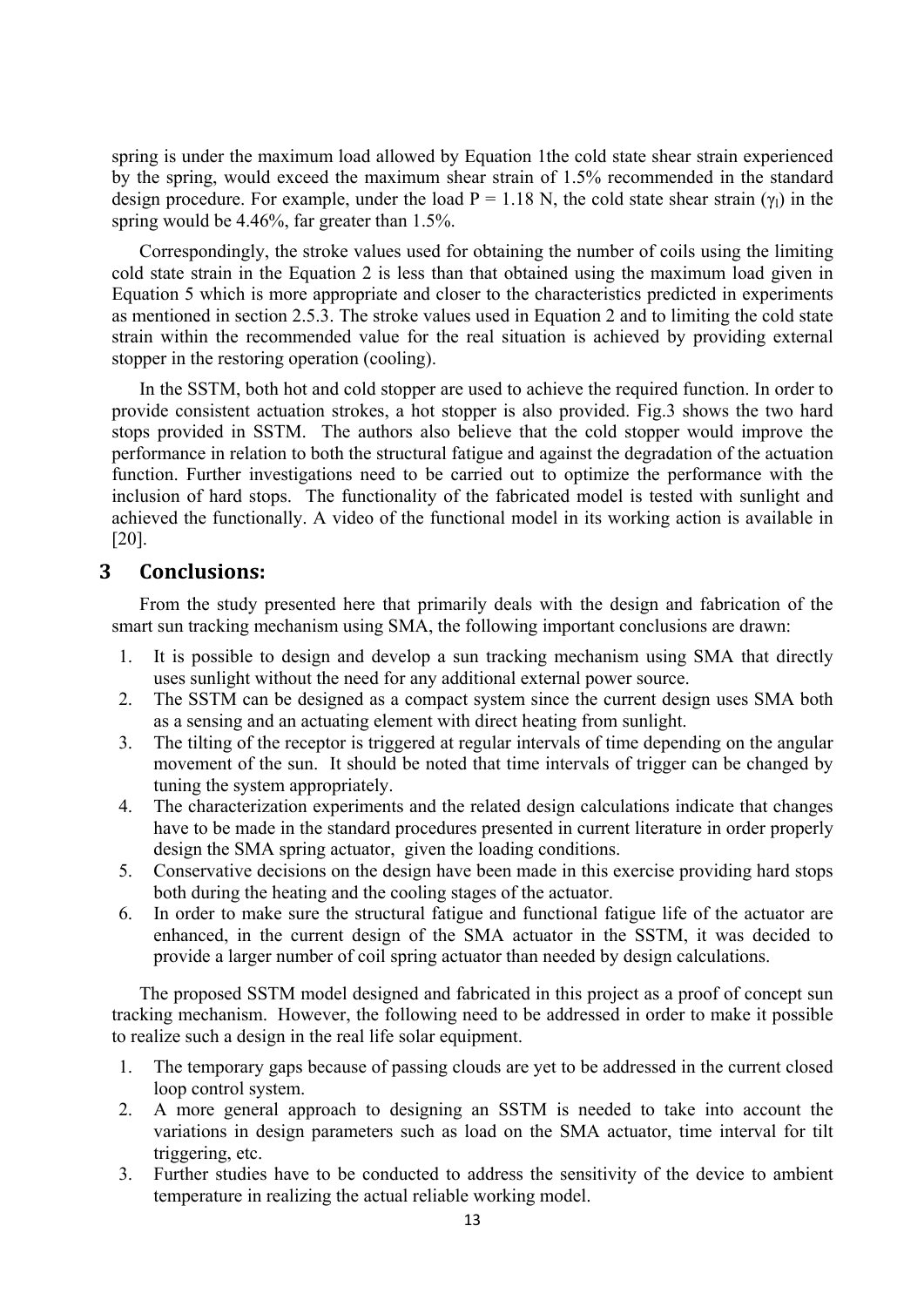spring is under the maximum load allowed by Equation 1the cold state shear strain experienced by the spring, would exceed the maximum shear strain of 1.5% recommended in the standard design procedure. For example, under the load P = 1.18 N, the cold state shear strain ($\gamma_l$) in the spring would be 4.46%, far greater than 1.5%.

Correspondingly, the stroke values used for obtaining the number of coils using the limiting cold state strain in the Equation 2 is less than that obtained using the maximum load given in Equation 5 which is more appropriate and closer to the characteristics predicted in experiments as mentioned in section 2.5.3. The stroke values used in Equation 2 and to limiting the cold state strain within the recommended value for the real situation is achieved by providing external stopper in the restoring operation (cooling).

In the SSTM, both hot and cold stopper are used to achieve the required function. In order to provide consistent actuation strokes, a hot stopper is also provided. Fig.3 shows the two hard stops provided in SSTM. The authors also believe that the cold stopper would improve the performance in relation to both the structural fatigue and against the degradation of the actuation function. Further investigations need to be carried out to optimize the performance with the inclusion of hard stops. The functionality of the fabricated model is tested with sunlight and achieved the functionally. A video of the functional model in its working action is available in [20].

# 3 Conclusions:

From the study presented here that primarily deals with the design and fabrication of the smart sun tracking mechanism using SMA, the following important conclusions are drawn:

1. It is possible to design and develop a sun tracking mechanism using SMA that directly uses sunlight without the need for any additional external power source.
2. The SSTM can be designed as a compact system since the current design uses SMA both as a sensing and an actuating element with direct heating from sunlight.
3. The tilting of the receptor is triggered at regular intervals of time depending on the angular movement of the sun. It should be noted that time intervals of trigger can be changed by tuning the system appropriately.
4. The characterization experiments and the related design calculations indicate that changes have to be made in the standard procedures presented in current literature in order properly design the SMA spring actuator, given the loading conditions.
5. Conservative decisions on the design have been made in this exercise providing hard stops both during the heating and the cooling stages of the actuator.
6. In order to make sure the structural fatigue and functional fatigue life of the actuator are enhanced, in the current design of the SMA actuator in the SSTM, it was decided to provide a larger number of coil spring actuator than needed by design calculations.

The proposed SSTM model designed and fabricated in this project as a proof of concept sun tracking mechanism. However, the following need to be addressed in order to make it possible to realize such a design in the real life solar equipment.

1. The temporary gaps because of passing clouds are yet to be addressed in the current closed loop control system.
2. A more general approach to designing an SSTM is needed to take into account the variations in design parameters such as load on the SMA actuator, time interval for tilt triggering, etc.
3. Further studies have to be conducted to address the sensitivity of the device to ambient temperature in realizing the actual reliable working model.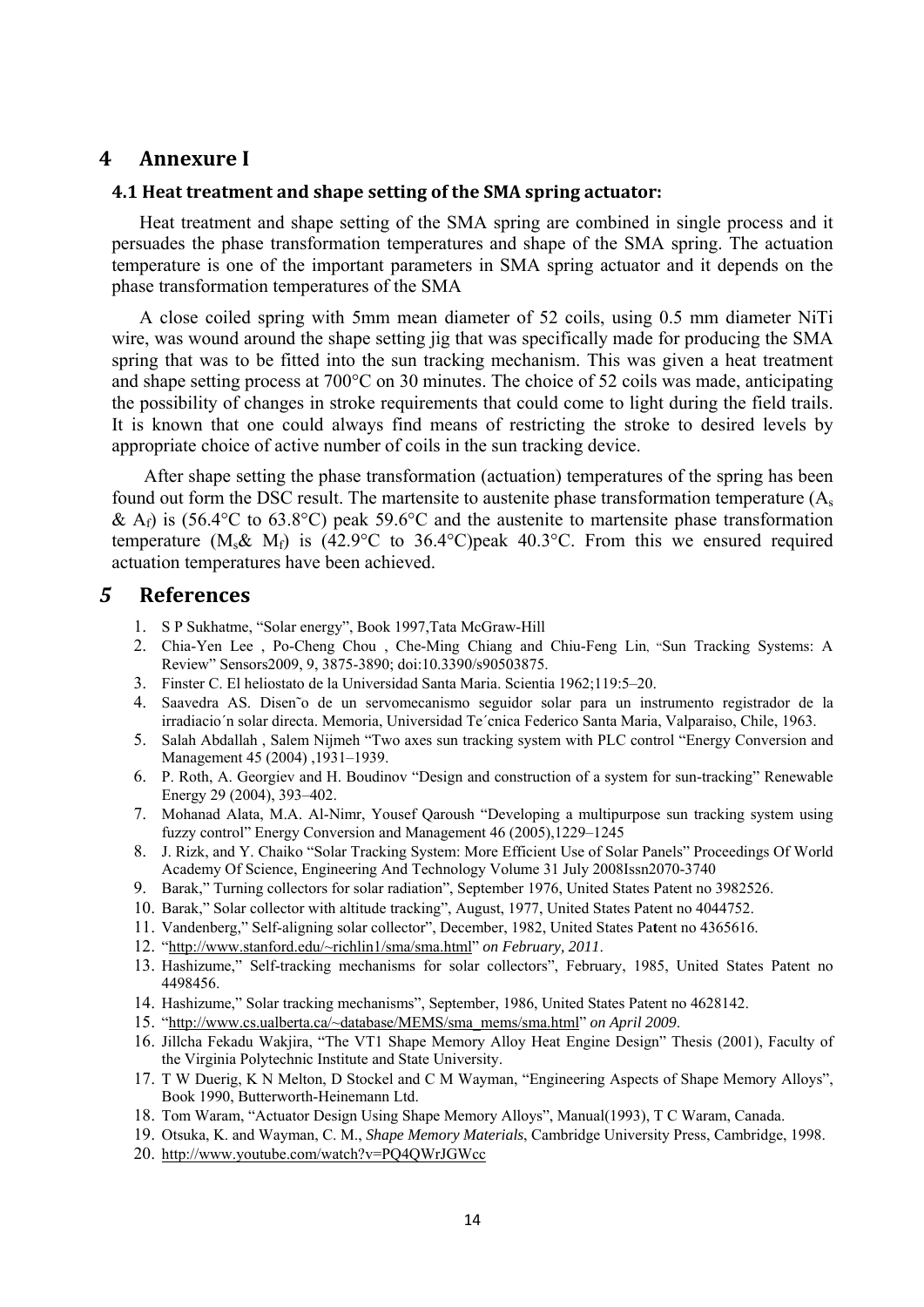# 4 Annexure I

## 4.1 Heat treatment and shape setting of the SMA spring actuator:

Heat treatment and shape setting of the SMA spring are combined in single process and it persuades the phase transformation temperatures and shape of the SMA spring. The actuation temperature is one of the important parameters in SMA spring actuator and it depends on the phase transformation temperatures of the SMA

A close coiled spring with 5mm mean diameter of 52 coils, using 0.5 mm diameter NiTi wire, was wound around the shape setting jig that was specifically made for producing the SMA spring that was to be fitted into the sun tracking mechanism. This was given a heat treatment and shape setting process at 700°C on 30 minutes. The choice of 52 coils was made, anticipating the possibility of changes in stroke requirements that could come to light during the field trails. It is known that one could always find means of restricting the stroke to desired levels by appropriate choice of active number of coils in the sun tracking device.

After shape setting the phase transformation (actuation) temperatures of the spring has been found out form the DSC result. The martensite to austenite phase transformation temperature ($A_s$ & $A_f$) is (56.4°C to 63.8°C) peak 59.6°C and the austenite to martensite phase transformation temperature ($M_s$& $M_f$) is (42.9°C to 36.4°C)peak 40.3°C. From this we ensured required actuation temperatures have been achieved.

# 5 References

1. S P Sukhatme, "Solar energy", Book 1997,Tata McGraw-Hill
2. Chia-Yen Lee , Po-Cheng Chou , Che-Ming Chiang and Chiu-Feng Lin, "Sun Tracking Systems: A Review" Sensors2009, 9, 3875-3890; doi:10.3390/s90503875.
3. Finster C. El heliostato de la Universidad Santa Maria. Scientia 1962;119:5–20.
4. Saavedra AS. Disen˜o de un servomecanismo seguidor solar para un instrumento registrador de la irradiacio´n solar directa. Memoria, Universidad Te´cnica Federico Santa Maria, Valparaiso, Chile, 1963.
5. Salah Abdallah , Salem Nijmeh "Two axes sun tracking system with PLC control "Energy Conversion and Management 45 (2004) ,1931–1939.
6. P. Roth, A. Georgiev and H. Boudinov "Design and construction of a system for sun-tracking" Renewable Energy 29 (2004), 393–402.
7. Mohanad Alata, M.A. Al-Nimr, Yousef Qaroush "Developing a multipurpose sun tracking system using fuzzy control" Energy Conversion and Management 46 (2005),1229–1245
8. J. Rizk, and Y. Chaiko "Solar Tracking System: More Efficient Use of Solar Panels" Proceedings Of World Academy Of Science, Engineering And Technology Volume 31 July 2008Issn2070-3740
9. Barak," Turning collectors for solar radiation", September 1976, United States Patent no 3982526.
10. Barak," Solar collector with altitude tracking", August, 1977, United States Patent no 4044752.
11. Vandenberg," Self-aligning solar collector", December, 1982, United States Patent no 4365616.
12. "http://www.stanford.edu/~richlin1/sma/sma.html" *on February, 2011*.
13. Hashizume," Self-tracking mechanisms for solar collectors", February, 1985, United States Patent no 4498456.
14. Hashizume," Solar tracking mechanisms", September, 1986, United States Patent no 4628142.
15. "http://www.cs.ualberta.ca/~database/MEMS/sma_mems/sma.html" *on April 2009*.
16. Jillcha Fekadu Wakjira, "The VT1 Shape Memory Alloy Heat Engine Design" Thesis (2001), Faculty of the Virginia Polytechnic Institute and State University.
17. T W Duerig, K N Melton, D Stockel and C M Wayman, "Engineering Aspects of Shape Memory Alloys", Book 1990, Butterworth-Heinemann Ltd.
18. Tom Waram, "Actuator Design Using Shape Memory Alloys", Manual(1993), T C Waram, Canada.
19. Otsuka, K. and Wayman, C. M., *Shape Memory Materials*, Cambridge University Press, Cambridge, 1998.
20. http://www.youtube.com/watch?v=PQ4QWrJGWcc